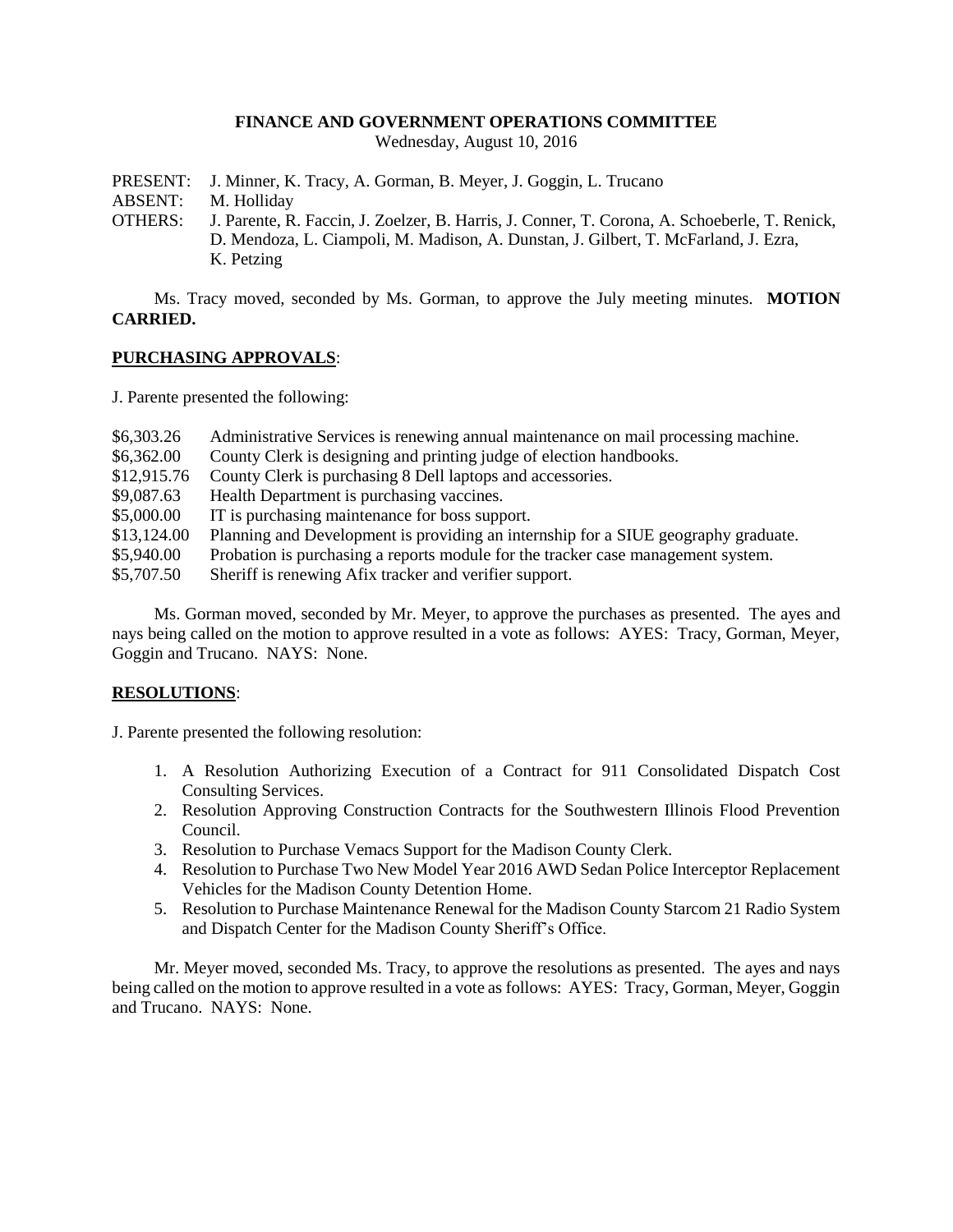# FINANCE AND GOVERNMENT OPERATIONS COMMITTEE

Wednesday, August 10, 2016

PRESENT: J. Minner, K. Tracy, A. Gorman, B. Meyer, J. Goggin, L. Trucano
ABSENT: M. Holliday
OTHERS: J. Parente, R. Faccin, J. Zoelzer, B. Harris, J. Conner, T. Corona, A. Schoeberle, T. Renick, D. Mendoza, L. Ciampoli, M. Madison, A. Dunstan, J. Gilbert, T. McFarland, J. Ezra, K. Petzing

Ms. Tracy moved, seconded by Ms. Gorman, to approve the July meeting minutes. **MOTION CARRIED.**

## PURCHASING APPROVALS:

J. Parente presented the following:

$6,303.26 Administrative Services is renewing annual maintenance on mail processing machine.
$6,362.00 County Clerk is designing and printing judge of election handbooks.
$12,915.76 County Clerk is purchasing 8 Dell laptops and accessories.
$9,087.63 Health Department is purchasing vaccines.
$5,000.00 IT is purchasing maintenance for boss support.
$13,124.00 Planning and Development is providing an internship for a SIUE geography graduate.
$5,940.00 Probation is purchasing a reports module for the tracker case management system.
$5,707.50 Sheriff is renewing Afix tracker and verifier support.

Ms. Gorman moved, seconded by Mr. Meyer, to approve the purchases as presented. The ayes and nays being called on the motion to approve resulted in a vote as follows: AYES: Tracy, Gorman, Meyer, Goggin and Trucano. NAYS: None.

## RESOLUTIONS:

J. Parente presented the following resolution:

1. A Resolution Authorizing Execution of a Contract for 911 Consolidated Dispatch Cost Consulting Services.
2. Resolution Approving Construction Contracts for the Southwestern Illinois Flood Prevention Council.
3. Resolution to Purchase Vemacs Support for the Madison County Clerk.
4. Resolution to Purchase Two New Model Year 2016 AWD Sedan Police Interceptor Replacement Vehicles for the Madison County Detention Home.
5. Resolution to Purchase Maintenance Renewal for the Madison County Starcom 21 Radio System and Dispatch Center for the Madison County Sheriff's Office.

Mr. Meyer moved, seconded Ms. Tracy, to approve the resolutions as presented. The ayes and nays being called on the motion to approve resulted in a vote as follows: AYES: Tracy, Gorman, Meyer, Goggin and Trucano. NAYS: None.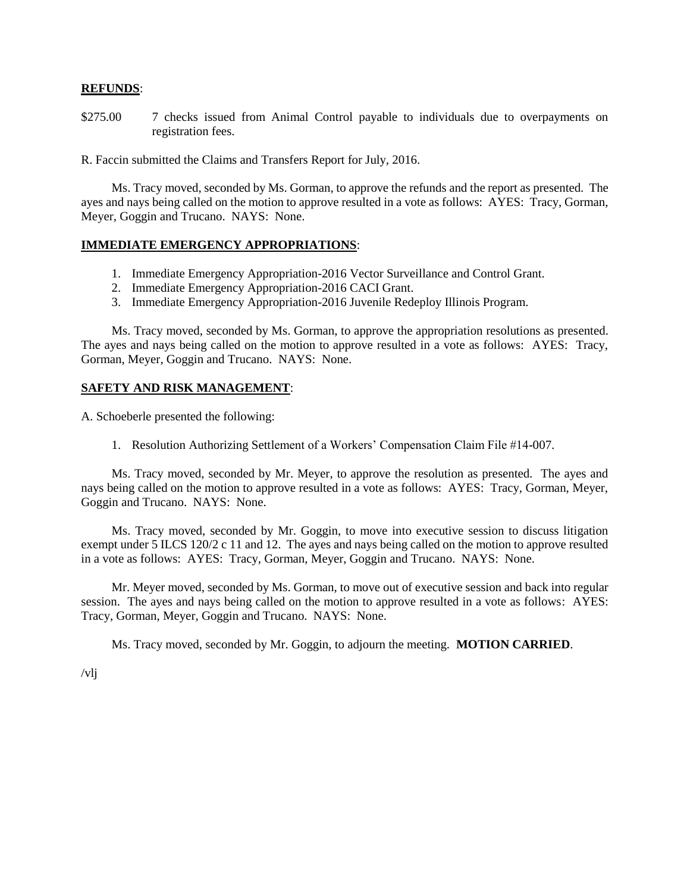**REFUNDS**:

$275.00 7 checks issued from Animal Control payable to individuals due to overpayments on registration fees.

R. Faccin submitted the Claims and Transfers Report for July, 2016.

Ms. Tracy moved, seconded by Ms. Gorman, to approve the refunds and the report as presented. The ayes and nays being called on the motion to approve resulted in a vote as follows: AYES: Tracy, Gorman, Meyer, Goggin and Trucano. NAYS: None.

**IMMEDIATE EMERGENCY APPROPRIATIONS**:

1. Immediate Emergency Appropriation-2016 Vector Surveillance and Control Grant.
2. Immediate Emergency Appropriation-2016 CACI Grant.
3. Immediate Emergency Appropriation-2016 Juvenile Redeploy Illinois Program.

Ms. Tracy moved, seconded by Ms. Gorman, to approve the appropriation resolutions as presented. The ayes and nays being called on the motion to approve resulted in a vote as follows: AYES: Tracy, Gorman, Meyer, Goggin and Trucano. NAYS: None.

**SAFETY AND RISK MANAGEMENT**:

A. Schoeberle presented the following:

1. Resolution Authorizing Settlement of a Workers' Compensation Claim File #14-007.

Ms. Tracy moved, seconded by Mr. Meyer, to approve the resolution as presented. The ayes and nays being called on the motion to approve resulted in a vote as follows: AYES: Tracy, Gorman, Meyer, Goggin and Trucano. NAYS: None.

Ms. Tracy moved, seconded by Mr. Goggin, to move into executive session to discuss litigation exempt under 5 ILCS 120/2 c 11 and 12. The ayes and nays being called on the motion to approve resulted in a vote as follows: AYES: Tracy, Gorman, Meyer, Goggin and Trucano. NAYS: None.

Mr. Meyer moved, seconded by Ms. Gorman, to move out of executive session and back into regular session. The ayes and nays being called on the motion to approve resulted in a vote as follows: AYES: Tracy, Gorman, Meyer, Goggin and Trucano. NAYS: None.

Ms. Tracy moved, seconded by Mr. Goggin, to adjourn the meeting. **MOTION CARRIED**.

/vlj